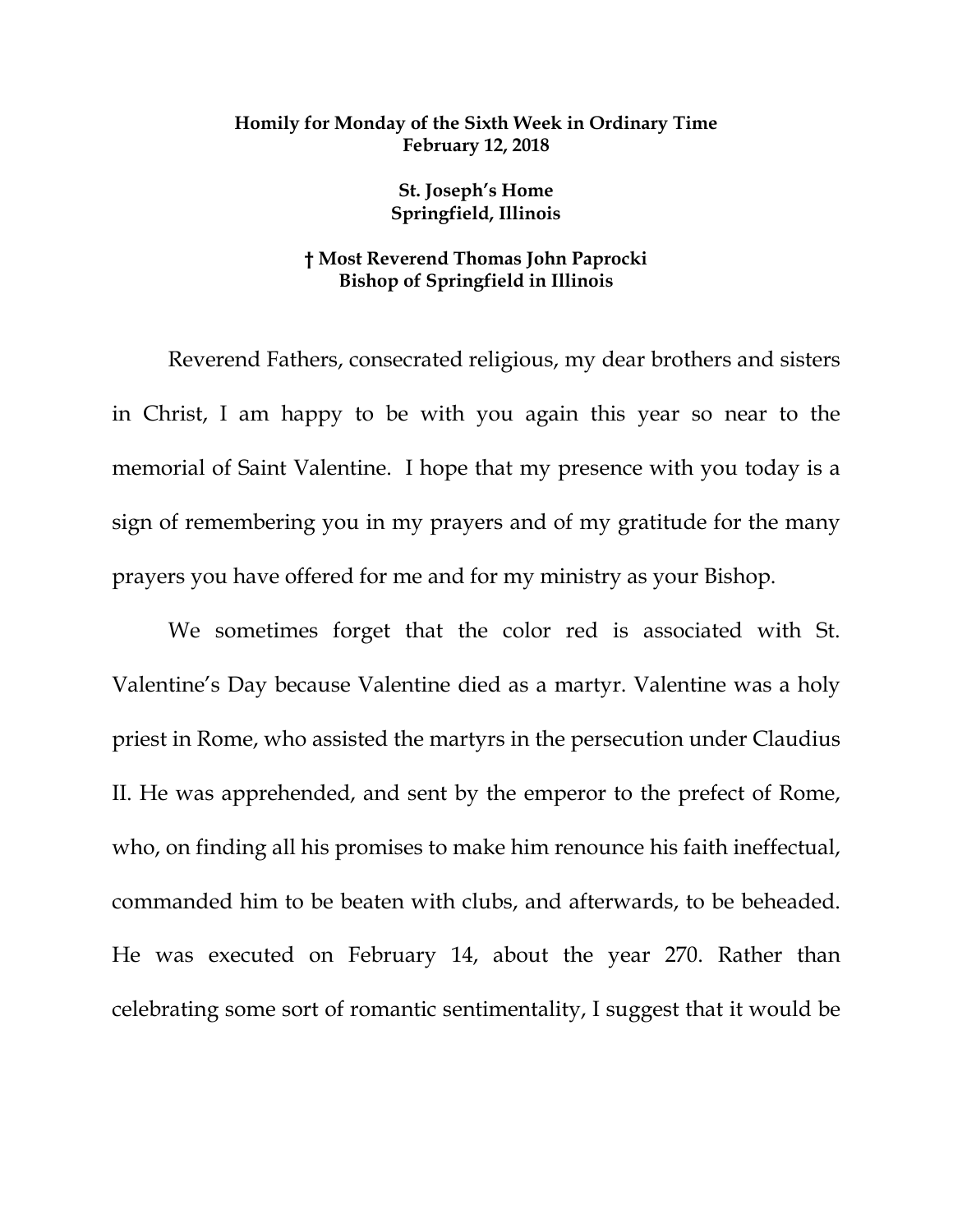**Homily for Monday of the Sixth Week in Ordinary Time**
**February 12, 2018**

**St. Joseph's Home**
**Springfield, Illinois**

**† Most Reverend Thomas John Paprocki**
**Bishop of Springfield in Illinois**

Reverend Fathers, consecrated religious, my dear brothers and sisters in Christ, I am happy to be with you again this year so near to the memorial of Saint Valentine. I hope that my presence with you today is a sign of remembering you in my prayers and of my gratitude for the many prayers you have offered for me and for my ministry as your Bishop.

We sometimes forget that the color red is associated with St. Valentine's Day because Valentine died as a martyr. Valentine was a holy priest in Rome, who assisted the martyrs in the persecution under Claudius II. He was apprehended, and sent by the emperor to the prefect of Rome, who, on finding all his promises to make him renounce his faith ineffectual, commanded him to be beaten with clubs, and afterwards, to be beheaded. He was executed on February 14, about the year 270. Rather than celebrating some sort of romantic sentimentality, I suggest that it would be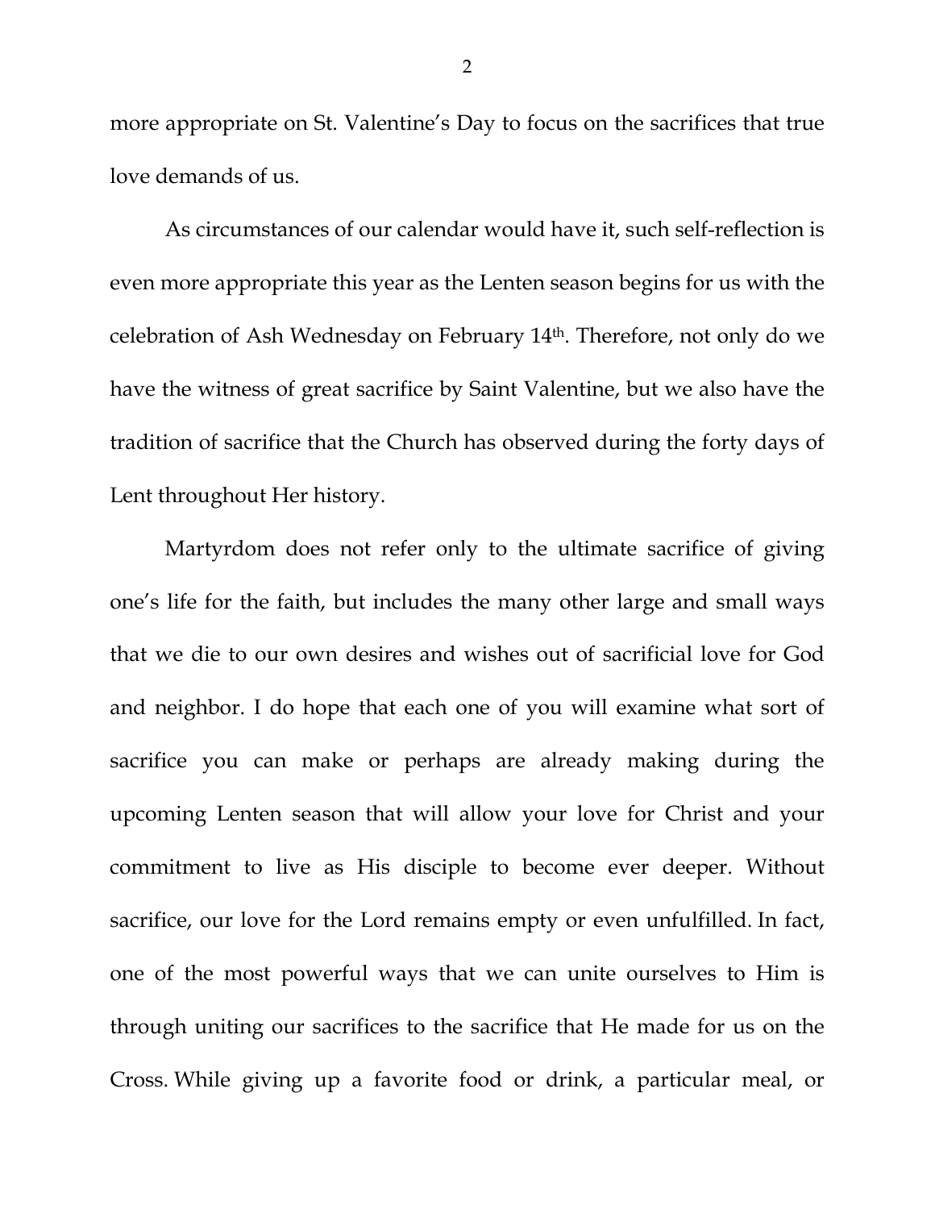more appropriate on St. Valentine's Day to focus on the sacrifices that true love demands of us.

As circumstances of our calendar would have it, such self-reflection is even more appropriate this year as the Lenten season begins for us with the celebration of Ash Wednesday on February 14th. Therefore, not only do we have the witness of great sacrifice by Saint Valentine, but we also have the tradition of sacrifice that the Church has observed during the forty days of Lent throughout Her history.

Martyrdom does not refer only to the ultimate sacrifice of giving one's life for the faith, but includes the many other large and small ways that we die to our own desires and wishes out of sacrificial love for God and neighbor. I do hope that each one of you will examine what sort of sacrifice you can make or perhaps are already making during the upcoming Lenten season that will allow your love for Christ and your commitment to live as His disciple to become ever deeper. Without sacrifice, our love for the Lord remains empty or even unfulfilled. In fact, one of the most powerful ways that we can unite ourselves to Him is through uniting our sacrifices to the sacrifice that He made for us on the Cross. While giving up a favorite food or drink, a particular meal, or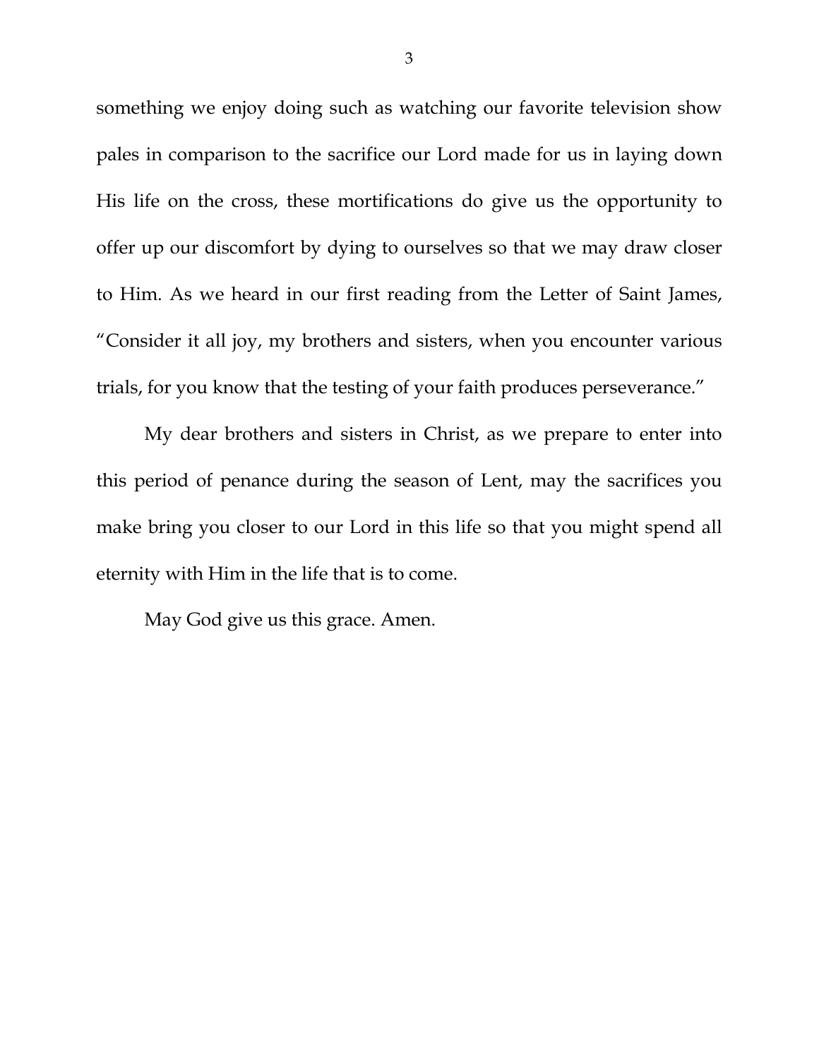something we enjoy doing such as watching our favorite television show pales in comparison to the sacrifice our Lord made for us in laying down His life on the cross, these mortifications do give us the opportunity to offer up our discomfort by dying to ourselves so that we may draw closer to Him. As we heard in our first reading from the Letter of Saint James, "Consider it all joy, my brothers and sisters, when you encounter various trials, for you know that the testing of your faith produces perseverance."

My dear brothers and sisters in Christ, as we prepare to enter into this period of penance during the season of Lent, may the sacrifices you make bring you closer to our Lord in this life so that you might spend all eternity with Him in the life that is to come.

May God give us this grace. Amen.